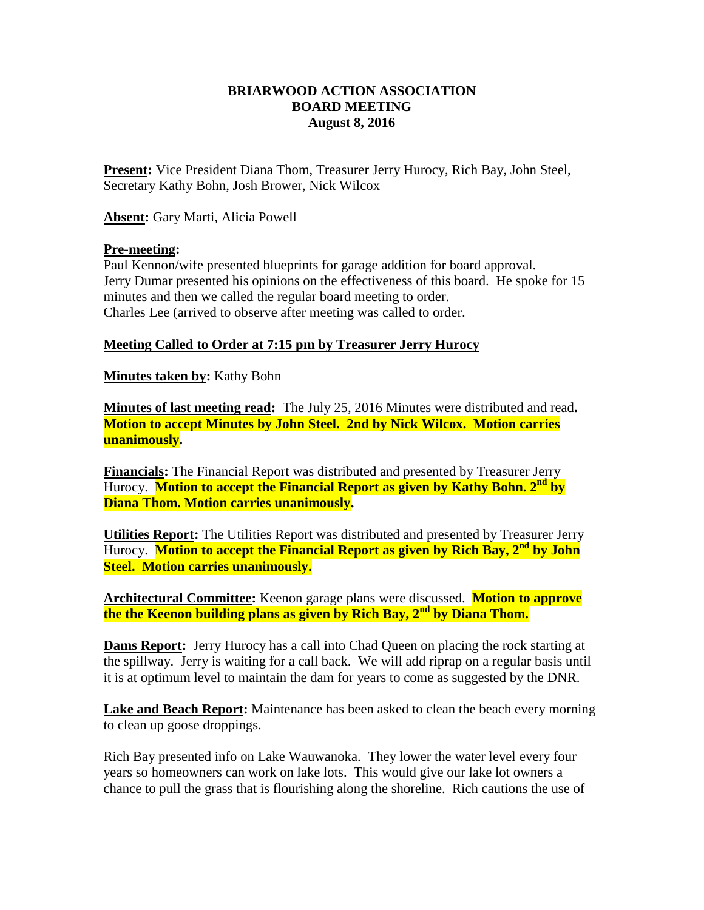**BRIARWOOD ACTION ASSOCIATION**
**BOARD MEETING**
**August 8, 2016**

**Present:** Vice President Diana Thom, Treasurer Jerry Hurocy, Rich Bay, John Steel, Secretary Kathy Bohn, Josh Brower, Nick Wilcox

**Absent:** Gary Marti, Alicia Powell

**Pre-meeting:**
Paul Kennon/wife presented blueprints for garage addition for board approval.
Jerry Dumar presented his opinions on the effectiveness of this board. He spoke for 15 minutes and then we called the regular board meeting to order.
Charles Lee (arrived to observe after meeting was called to order.

**Meeting Called to Order at 7:15 pm by Treasurer Jerry Hurocy**

**Minutes taken by:** Kathy Bohn

**Minutes of last meeting read:** The July 25, 2016 Minutes were distributed and read. **Motion to accept Minutes by John Steel. 2nd by Nick Wilcox. Motion carries unanimously.**

**Financials:** The Financial Report was distributed and presented by Treasurer Jerry Hurocy. **Motion to accept the Financial Report as given by Kathy Bohn. 2nd by Diana Thom. Motion carries unanimously.**

**Utilities Report:** The Utilities Report was distributed and presented by Treasurer Jerry Hurocy. **Motion to accept the Financial Report as given by Rich Bay, 2nd by John Steel. Motion carries unanimously.**

**Architectural Committee:** Keenon garage plans were discussed. **Motion to approve the the Keenon building plans as given by Rich Bay, 2nd by Diana Thom.**

**Dams Report:** Jerry Hurocy has a call into Chad Queen on placing the rock starting at the spillway. Jerry is waiting for a call back. We will add riprap on a regular basis until it is at optimum level to maintain the dam for years to come as suggested by the DNR.

**Lake and Beach Report:** Maintenance has been asked to clean the beach every morning to clean up goose droppings.

Rich Bay presented info on Lake Wauwanoka. They lower the water level every four years so homeowners can work on lake lots. This would give our lake lot owners a chance to pull the grass that is flourishing along the shoreline. Rich cautions the use of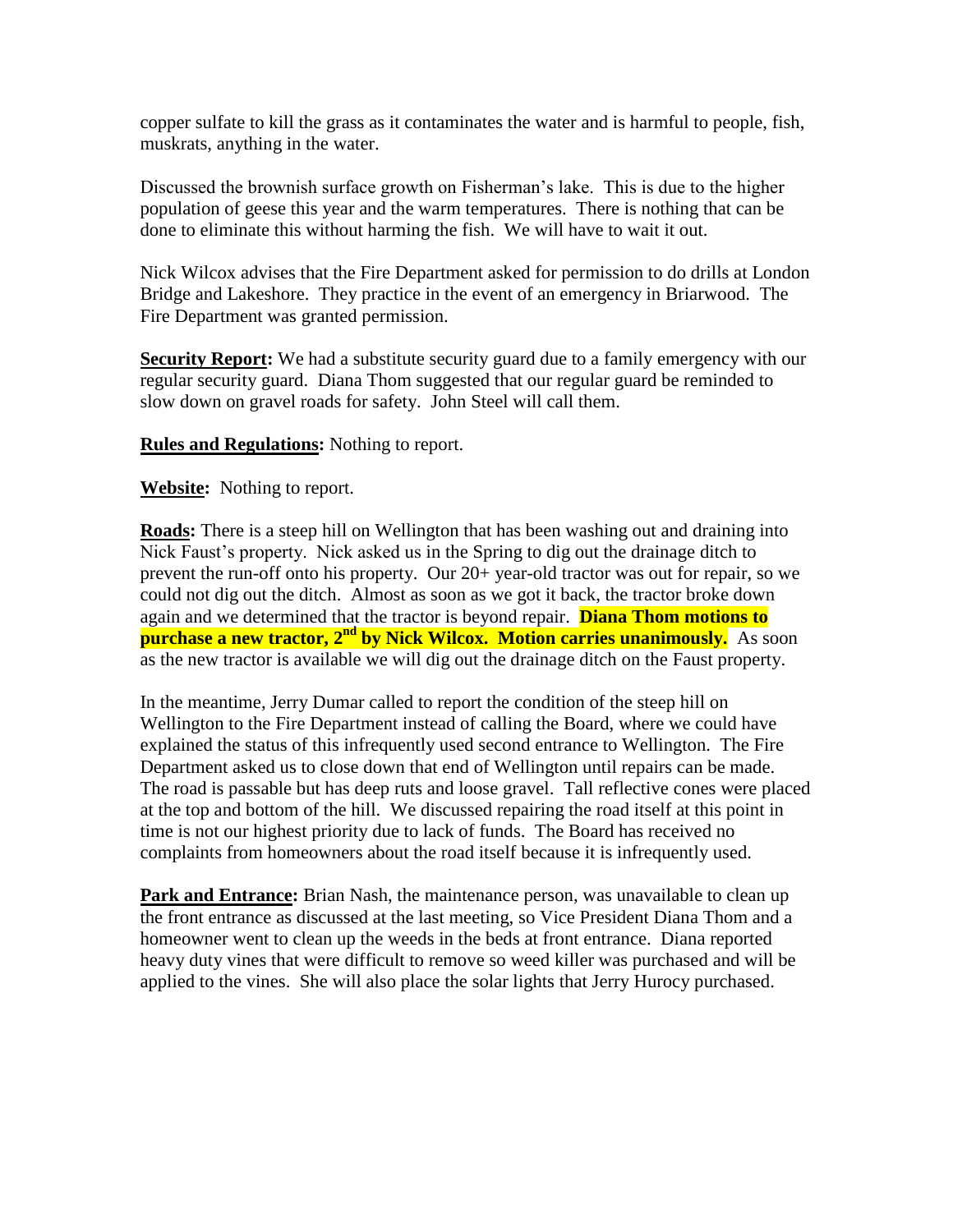copper sulfate to kill the grass as it contaminates the water and is harmful to people, fish, muskrats, anything in the water.

Discussed the brownish surface growth on Fisherman's lake. This is due to the higher population of geese this year and the warm temperatures. There is nothing that can be done to eliminate this without harming the fish. We will have to wait it out.

Nick Wilcox advises that the Fire Department asked for permission to do drills at London Bridge and Lakeshore. They practice in the event of an emergency in Briarwood. The Fire Department was granted permission.

**Security Report:** We had a substitute security guard due to a family emergency with our regular security guard. Diana Thom suggested that our regular guard be reminded to slow down on gravel roads for safety. John Steel will call them.

**Rules and Regulations:** Nothing to report.

**Website:** Nothing to report.

**Roads:** There is a steep hill on Wellington that has been washing out and draining into Nick Faust's property. Nick asked us in the Spring to dig out the drainage ditch to prevent the run-off onto his property. Our 20+ year-old tractor was out for repair, so we could not dig out the ditch. Almost as soon as we got it back, the tractor broke down again and we determined that the tractor is beyond repair. **Diana Thom motions to purchase a new tractor, 2nd by Nick Wilcox. Motion carries unanimously.** As soon as the new tractor is available we will dig out the drainage ditch on the Faust property.

In the meantime, Jerry Dumar called to report the condition of the steep hill on Wellington to the Fire Department instead of calling the Board, where we could have explained the status of this infrequently used second entrance to Wellington. The Fire Department asked us to close down that end of Wellington until repairs can be made. The road is passable but has deep ruts and loose gravel. Tall reflective cones were placed at the top and bottom of the hill. We discussed repairing the road itself at this point in time is not our highest priority due to lack of funds. The Board has received no complaints from homeowners about the road itself because it is infrequently used.

**Park and Entrance:** Brian Nash, the maintenance person, was unavailable to clean up the front entrance as discussed at the last meeting, so Vice President Diana Thom and a homeowner went to clean up the weeds in the beds at front entrance. Diana reported heavy duty vines that were difficult to remove so weed killer was purchased and will be applied to the vines. She will also place the solar lights that Jerry Hurocy purchased.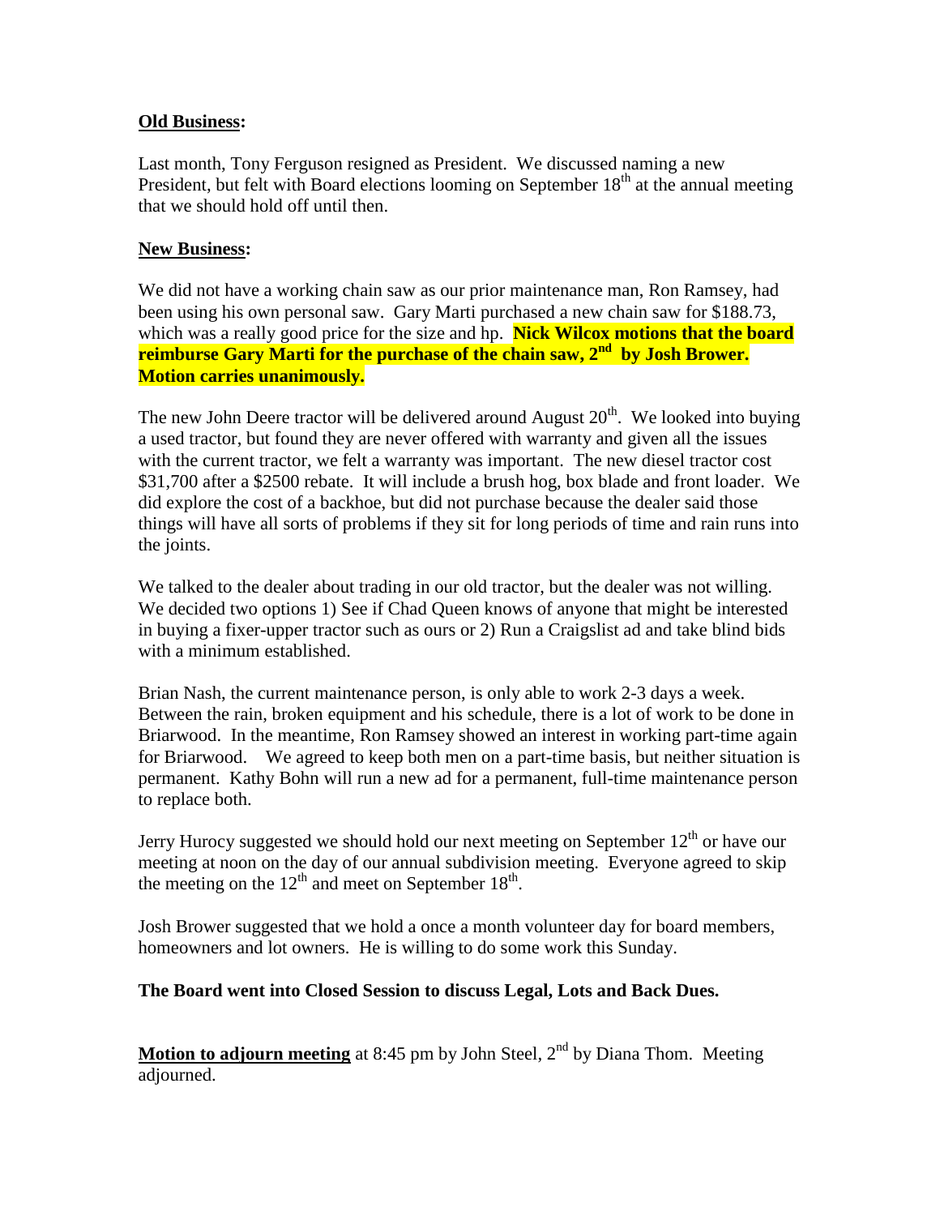**Old Business:**

Last month, Tony Ferguson resigned as President. We discussed naming a new President, but felt with Board elections looming on September 18th at the annual meeting that we should hold off until then.

**New Business:**

We did not have a working chain saw as our prior maintenance man, Ron Ramsey, had been using his own personal saw. Gary Marti purchased a new chain saw for $188.73, which was a really good price for the size and hp. **Nick Wilcox motions that the board reimburse Gary Marti for the purchase of the chain saw, 2nd by Josh Brower. Motion carries unanimously.**

The new John Deere tractor will be delivered around August 20th. We looked into buying a used tractor, but found they are never offered with warranty and given all the issues with the current tractor, we felt a warranty was important. The new diesel tractor cost $31,700 after a $2500 rebate. It will include a brush hog, box blade and front loader. We did explore the cost of a backhoe, but did not purchase because the dealer said those things will have all sorts of problems if they sit for long periods of time and rain runs into the joints.

We talked to the dealer about trading in our old tractor, but the dealer was not willing. We decided two options 1) See if Chad Queen knows of anyone that might be interested in buying a fixer-upper tractor such as ours or 2) Run a Craigslist ad and take blind bids with a minimum established.

Brian Nash, the current maintenance person, is only able to work 2-3 days a week. Between the rain, broken equipment and his schedule, there is a lot of work to be done in Briarwood. In the meantime, Ron Ramsey showed an interest in working part-time again for Briarwood. We agreed to keep both men on a part-time basis, but neither situation is permanent. Kathy Bohn will run a new ad for a permanent, full-time maintenance person to replace both.

Jerry Hurocy suggested we should hold our next meeting on September 12th or have our meeting at noon on the day of our annual subdivision meeting. Everyone agreed to skip the meeting on the 12th and meet on September 18th.

Josh Brower suggested that we hold a once a month volunteer day for board members, homeowners and lot owners. He is willing to do some work this Sunday.

**The Board went into Closed Session to discuss Legal, Lots and Back Dues.**

**Motion to adjourn meeting** at 8:45 pm by John Steel, 2nd by Diana Thom. Meeting adjourned.